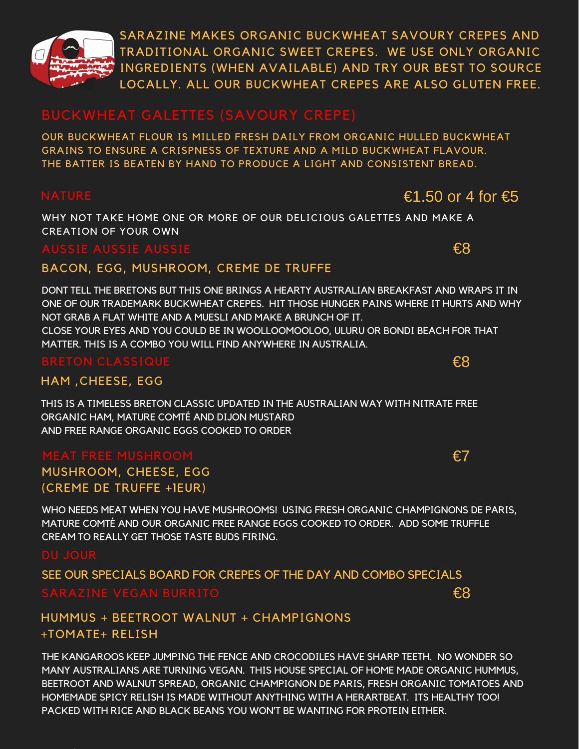SARAZINE MAKES ORGANIC BUCKWHEAT SAVOURY CREPES AND TRADITIONAL ORGANIC SWEET CREPES. WE USE ONLY ORGANIC INGREDIENTS (WHEN AVAILABLE) AND TRY OUR BEST TO SOURCE LOCALLY. ALL OUR BUCKWHEAT CREPES ARE ALSO GLUTEN FREE.

## BUCKWHEAT GALETTES (SAVOURY CREPE)

OUR BUCKWHEAT FLOUR IS MILLED FRESH DAILY FROM ORGANIC HULLED BUCKWHEAT GRAINS TO ENSURE A CRISPNESS OF TEXTURE AND A MILD BUCKWHEAT FLAVOUR. THE BATTER IS BEATEN BY HAND TO PRODUCE A LIGHT AND CONSISTENT BREAD.

### NATURE — €1.50 or 4 for €5

WHY NOT TAKE HOME ONE OR MORE OF OUR DELICIOUS GALETTES AND MAKE A CREATION OF YOUR OWN

### AUSSIE AUSSIE AUSSIE — €8

BACON, EGG, MUSHROOM, CREME DE TRUFFE

DONT TELL THE BRETONS BUT THIS ONE BRINGS A HEARTY AUSTRALIAN BREAKFAST AND WRAPS IT IN ONE OF OUR TRADEMARK BUCKWHEAT CREPES. HIT THOSE HUNGER PAINS WHERE IT HURTS AND WHY NOT GRAB A FLAT WHITE AND A MUESLI AND MAKE A BRUNCH OF IT.
CLOSE YOUR EYES AND YOU COULD BE IN WOOLLOOMOOLOO, ULURU OR BONDI BEACH FOR THAT MATTER. THIS IS A COMBO YOU WILL FIND ANYWHERE IN AUSTRALIA.

### BRETON CLASSIQUE — €8

HAM ,CHEESE, EGG

THIS IS A TIMELESS BRETON CLASSIC UPDATED IN THE AUSTRALIAN WAY WITH NITRATE FREE ORGANIC HAM, MATURE COMTÉ AND DIJON MUSTARD
AND FREE RANGE ORGANIC EGGS COOKED TO ORDER

### MEAT FREE MUSHROOM — €7

MUSHROOM, CHEESE, EGG
(CREME DE TRUFFE +1EUR)

WHO NEEDS MEAT WHEN YOU HAVE MUSHROOMS! USING FRESH ORGANIC CHAMPIGNONS DE PARIS, MATURE COMTÉ AND OUR ORGANIC FREE RANGE EGGS COOKED TO ORDER. ADD SOME TRUFFLE CREAM TO REALLY GET THOSE TASTE BUDS FIRING.

### DU JOUR

SEE OUR SPECIALS BOARD FOR CREPES OF THE DAY AND COMBO SPECIALS

### SARAZINE VEGAN BURRITO — €8

HUMMUS + BEETROOT WALNUT + CHAMPIGNONS
+TOMATE+ RELISH

THE KANGAROOS KEEP JUMPING THE FENCE AND CROCODILES HAVE SHARP TEETH. NO WONDER SO MANY AUSTRALIANS ARE TURNING VEGAN. THIS HOUSE SPECIAL OF HOME MADE ORGANIC HUMMUS, BEETROOT AND WALNUT SPREAD, ORGANIC CHAMPIGNON DE PARIS, FRESH ORGANIC TOMATOES AND HOMEMADE SPICY RELISH IS MADE WITHOUT ANYTHING WITH A HERARTBEAT. ITS HEALTHY TOO! PACKED WITH RICE AND BLACK BEANS YOU WON'T BE WANTING FOR PROTEIN EITHER.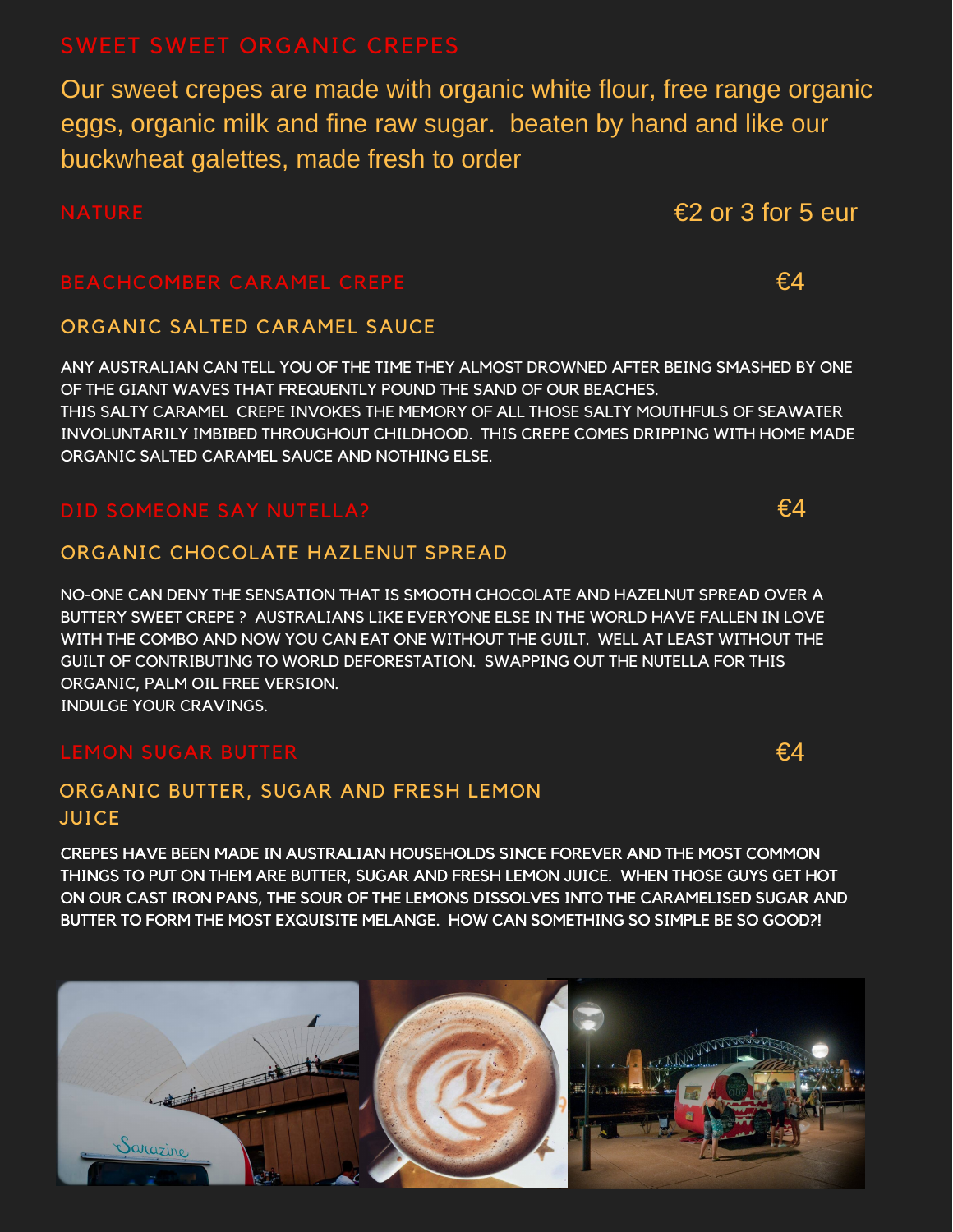## SWEET SWEET ORGANIC CREPES

Our sweet crepes are made with organic white flour, free range organic eggs, organic milk and fine raw sugar. beaten by hand and like our buckwheat galettes, made fresh to order

### NATURE — €2 or 3 for 5 eur

### BEACHCOMBER CARAMEL CREPE — €4

#### ORGANIC SALTED CARAMEL SAUCE

ANY AUSTRALIAN CAN TELL YOU OF THE TIME THEY ALMOST DROWNED AFTER BEING SMASHED BY ONE OF THE GIANT WAVES THAT FREQUENTLY POUND THE SAND OF OUR BEACHES.
THIS SALTY CARAMEL CREPE INVOKES THE MEMORY OF ALL THOSE SALTY MOUTHFULS OF SEAWATER INVOLUNTARILY IMBIBED THROUGHOUT CHILDHOOD. THIS CREPE COMES DRIPPING WITH HOME MADE ORGANIC SALTED CARAMEL SAUCE AND NOTHING ELSE.

### DID SOMEONE SAY NUTELLA? — €4

#### ORGANIC CHOCOLATE HAZLENUT SPREAD

NO-ONE CAN DENY THE SENSATION THAT IS SMOOTH CHOCOLATE AND HAZELNUT SPREAD OVER A BUTTERY SWEET CREPE ? AUSTRALIANS LIKE EVERYONE ELSE IN THE WORLD HAVE FALLEN IN LOVE WITH THE COMBO AND NOW YOU CAN EAT ONE WITHOUT THE GUILT. WELL AT LEAST WITHOUT THE GUILT OF CONTRIBUTING TO WORLD DEFORESTATION. SWAPPING OUT THE NUTELLA FOR THIS ORGANIC, PALM OIL FREE VERSION.
INDULGE YOUR CRAVINGS.

### LEMON SUGAR BUTTER — €4

#### ORGANIC BUTTER, SUGAR AND FRESH LEMON JUICE

CREPES HAVE BEEN MADE IN AUSTRALIAN HOUSEHOLDS SINCE FOREVER AND THE MOST COMMON THINGS TO PUT ON THEM ARE BUTTER, SUGAR AND FRESH LEMON JUICE. WHEN THOSE GUYS GET HOT ON OUR CAST IRON PANS, THE SOUR OF THE LEMONS DISSOLVES INTO THE CARAMELISED SUGAR AND BUTTER TO FORM THE MOST EXQUISITE MELANGE. HOW CAN SOMETHING SO SIMPLE BE SO GOOD?!